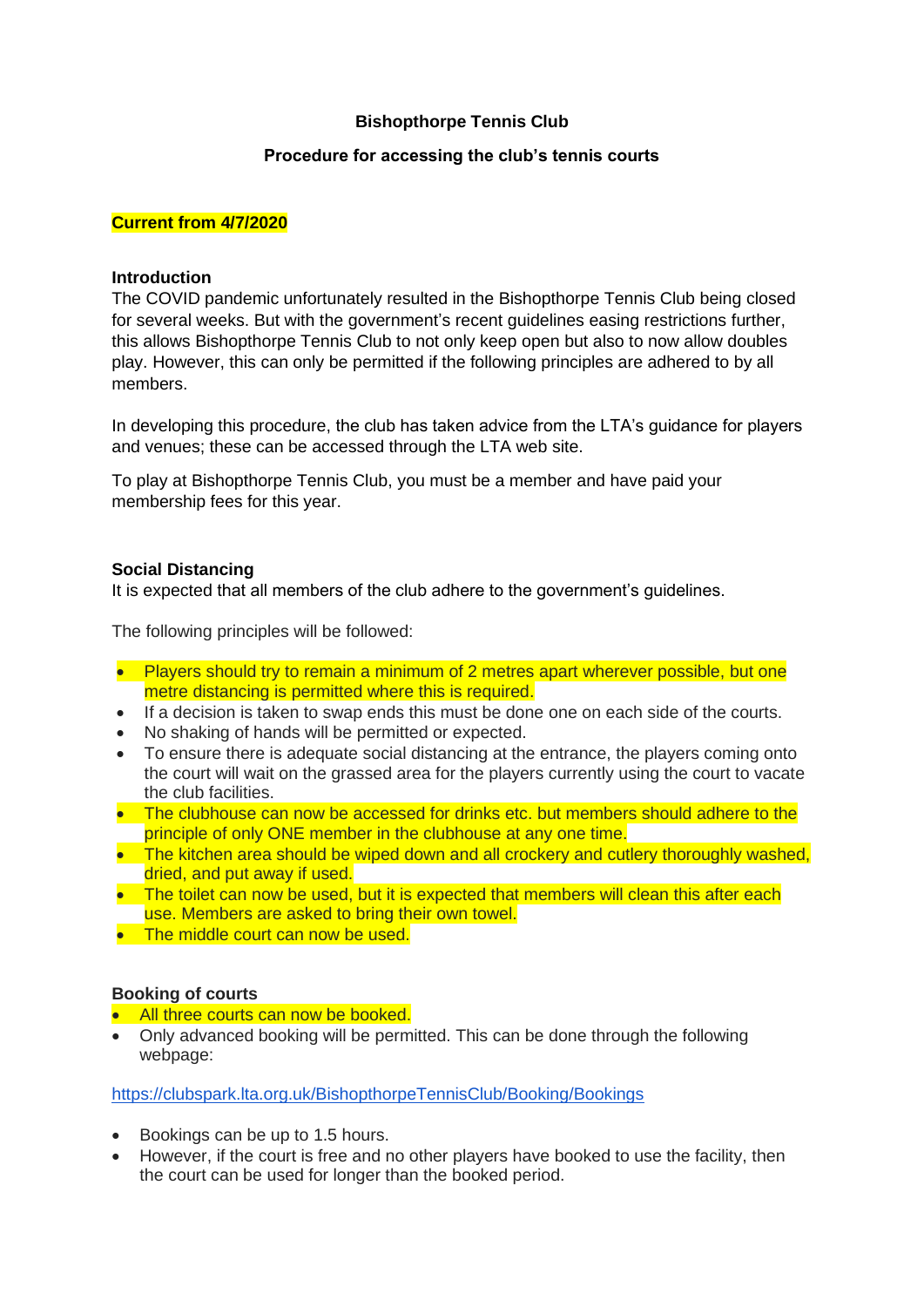**Bishopthorpe Tennis Club**

**Procedure for accessing the club's tennis courts**

**Current from 4/7/2020**

**Introduction**

The COVID pandemic unfortunately resulted in the Bishopthorpe Tennis Club being closed for several weeks. But with the government's recent guidelines easing restrictions further, this allows Bishopthorpe Tennis Club to not only keep open but also to now allow doubles play. However, this can only be permitted if the following principles are adhered to by all members.

In developing this procedure, the club has taken advice from the LTA's guidance for players and venues; these can be accessed through the LTA web site.

To play at Bishopthorpe Tennis Club, you must be a member and have paid your membership fees for this year.

**Social Distancing**

It is expected that all members of the club adhere to the government's guidelines.

The following principles will be followed:

- Players should try to remain a minimum of 2 metres apart wherever possible, but one metre distancing is permitted where this is required.
- If a decision is taken to swap ends this must be done one on each side of the courts.
- No shaking of hands will be permitted or expected.
- To ensure there is adequate social distancing at the entrance, the players coming onto the court will wait on the grassed area for the players currently using the court to vacate the club facilities.
- The clubhouse can now be accessed for drinks etc. but members should adhere to the principle of only ONE member in the clubhouse at any one time.
- The kitchen area should be wiped down and all crockery and cutlery thoroughly washed, dried, and put away if used.
- The toilet can now be used, but it is expected that members will clean this after each use. Members are asked to bring their own towel.
- The middle court can now be used.

**Booking of courts**

- All three courts can now be booked.
- Only advanced booking will be permitted. This can be done through the following webpage:

https://clubspark.lta.org.uk/BishopthorpeTennisClub/Booking/Bookings

- Bookings can be up to 1.5 hours.
- However, if the court is free and no other players have booked to use the facility, then the court can be used for longer than the booked period.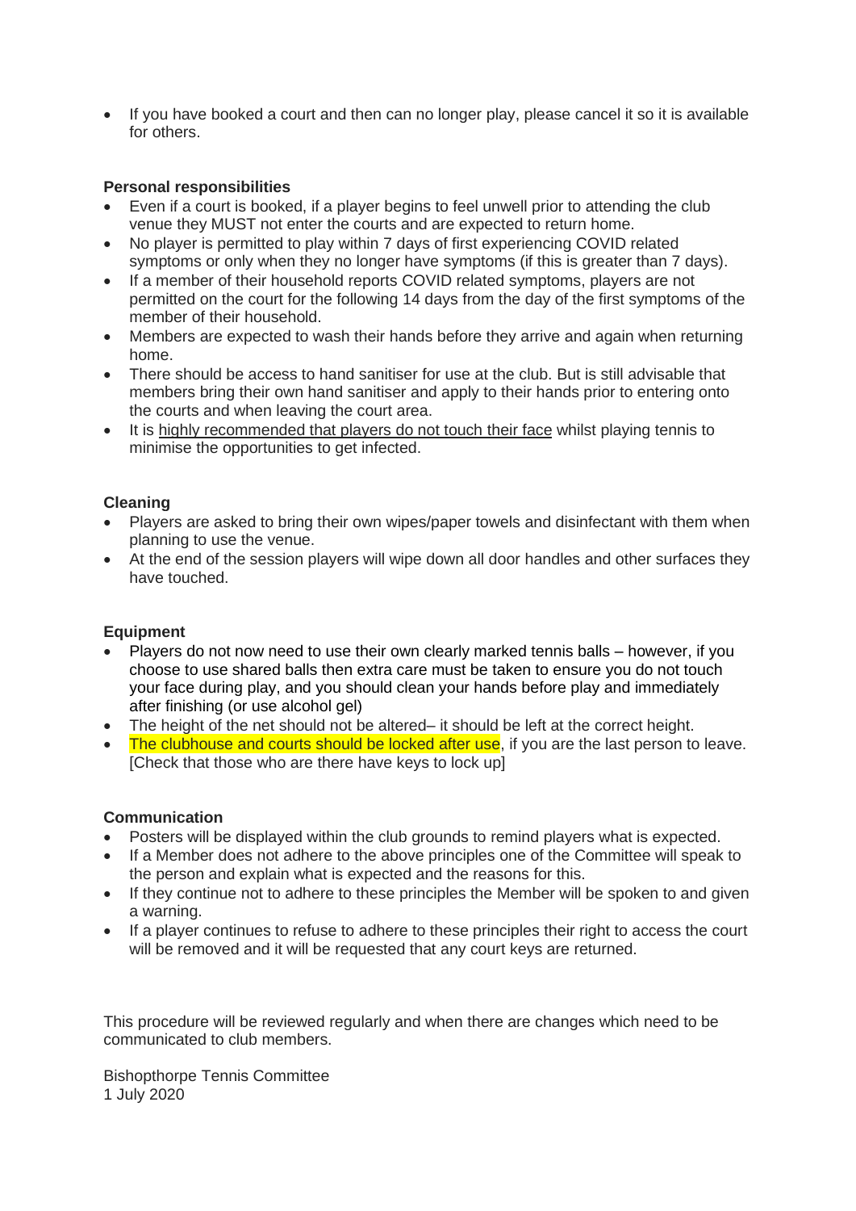- If you have booked a court and then can no longer play, please cancel it so it is available for others.

**Personal responsibilities**

- Even if a court is booked, if a player begins to feel unwell prior to attending the club venue they MUST not enter the courts and are expected to return home.
- No player is permitted to play within 7 days of first experiencing COVID related symptoms or only when they no longer have symptoms (if this is greater than 7 days).
- If a member of their household reports COVID related symptoms, players are not permitted on the court for the following 14 days from the day of the first symptoms of the member of their household.
- Members are expected to wash their hands before they arrive and again when returning home.
- There should be access to hand sanitiser for use at the club. But is still advisable that members bring their own hand sanitiser and apply to their hands prior to entering onto the courts and when leaving the court area.
- It is <u>highly recommended that players do not touch their face</u> whilst playing tennis to minimise the opportunities to get infected.

**Cleaning**

- Players are asked to bring their own wipes/paper towels and disinfectant with them when planning to use the venue.
- At the end of the session players will wipe down all door handles and other surfaces they have touched.

**Equipment**

- Players do not now need to use their own clearly marked tennis balls – however, if you choose to use shared balls then extra care must be taken to ensure you do not touch your face during play, and you should clean your hands before play and immediately after finishing (or use alcohol gel)
- The height of the net should not be altered– it should be left at the correct height.
- The clubhouse and courts should be locked after use, if you are the last person to leave. [Check that those who are there have keys to lock up]

**Communication**

- Posters will be displayed within the club grounds to remind players what is expected.
- If a Member does not adhere to the above principles one of the Committee will speak to the person and explain what is expected and the reasons for this.
- If they continue not to adhere to these principles the Member will be spoken to and given a warning.
- If a player continues to refuse to adhere to these principles their right to access the court will be removed and it will be requested that any court keys are returned.

This procedure will be reviewed regularly and when there are changes which need to be communicated to club members.

Bishopthorpe Tennis Committee
1 July 2020